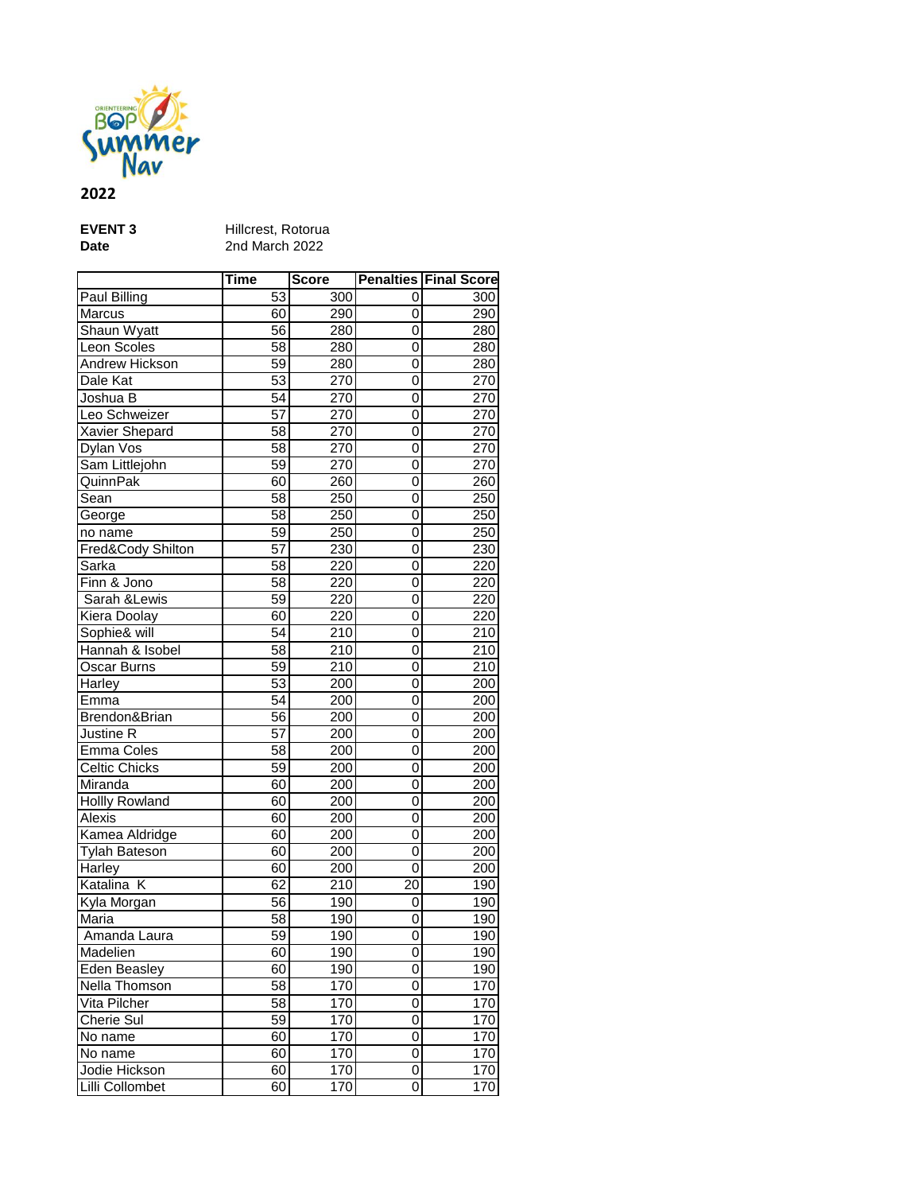ORIENTEERING BOP Summer Nav

**2022**

**EVENT 3** Hillcrest, Rotorua
**Date** 2nd March 2022

| | Time | Score | Penalties | Final Score |
|---|---|---|---|---|
| Paul Billing | 53 | 300 | 0 | 300 |
| Marcus | 60 | 290 | 0 | 290 |
| Shaun Wyatt | 56 | 280 | 0 | 280 |
| Leon Scoles | 58 | 280 | 0 | 280 |
| Andrew Hickson | 59 | 280 | 0 | 280 |
| Dale Kat | 53 | 270 | 0 | 270 |
| Joshua B | 54 | 270 | 0 | 270 |
| Leo Schweizer | 57 | 270 | 0 | 270 |
| Xavier Shepard | 58 | 270 | 0 | 270 |
| Dylan Vos | 58 | 270 | 0 | 270 |
| Sam Littlejohn | 59 | 270 | 0 | 270 |
| QuinnPak | 60 | 260 | 0 | 260 |
| Sean | 58 | 250 | 0 | 250 |
| George | 58 | 250 | 0 | 250 |
| no name | 59 | 250 | 0 | 250 |
| Fred&Cody Shilton | 57 | 230 | 0 | 230 |
| Sarka | 58 | 220 | 0 | 220 |
| Finn & Jono | 58 | 220 | 0 | 220 |
| Sarah &Lewis | 59 | 220 | 0 | 220 |
| Kiera Doolay | 60 | 220 | 0 | 220 |
| Sophie& will | 54 | 210 | 0 | 210 |
| Hannah & Isobel | 58 | 210 | 0 | 210 |
| Oscar Burns | 59 | 210 | 0 | 210 |
| Harley | 53 | 200 | 0 | 200 |
| Emma | 54 | 200 | 0 | 200 |
| Brendon&Brian | 56 | 200 | 0 | 200 |
| Justine R | 57 | 200 | 0 | 200 |
| Emma Coles | 58 | 200 | 0 | 200 |
| Celtic Chicks | 59 | 200 | 0 | 200 |
| Miranda | 60 | 200 | 0 | 200 |
| Hollly Rowland | 60 | 200 | 0 | 200 |
| Alexis | 60 | 200 | 0 | 200 |
| Kamea Aldridge | 60 | 200 | 0 | 200 |
| Tylah Bateson | 60 | 200 | 0 | 200 |
| Harley | 60 | 200 | 0 | 200 |
| Katalina K | 62 | 210 | 20 | 190 |
| Kyla Morgan | 56 | 190 | 0 | 190 |
| Maria | 58 | 190 | 0 | 190 |
| Amanda Laura | 59 | 190 | 0 | 190 |
| Madelien | 60 | 190 | 0 | 190 |
| Eden Beasley | 60 | 190 | 0 | 190 |
| Nella Thomson | 58 | 170 | 0 | 170 |
| Vita Pilcher | 58 | 170 | 0 | 170 |
| Cherie Sul | 59 | 170 | 0 | 170 |
| No name | 60 | 170 | 0 | 170 |
| No name | 60 | 170 | 0 | 170 |
| Jodie Hickson | 60 | 170 | 0 | 170 |
| Lilli Collombet | 60 | 170 | 0 | 170 |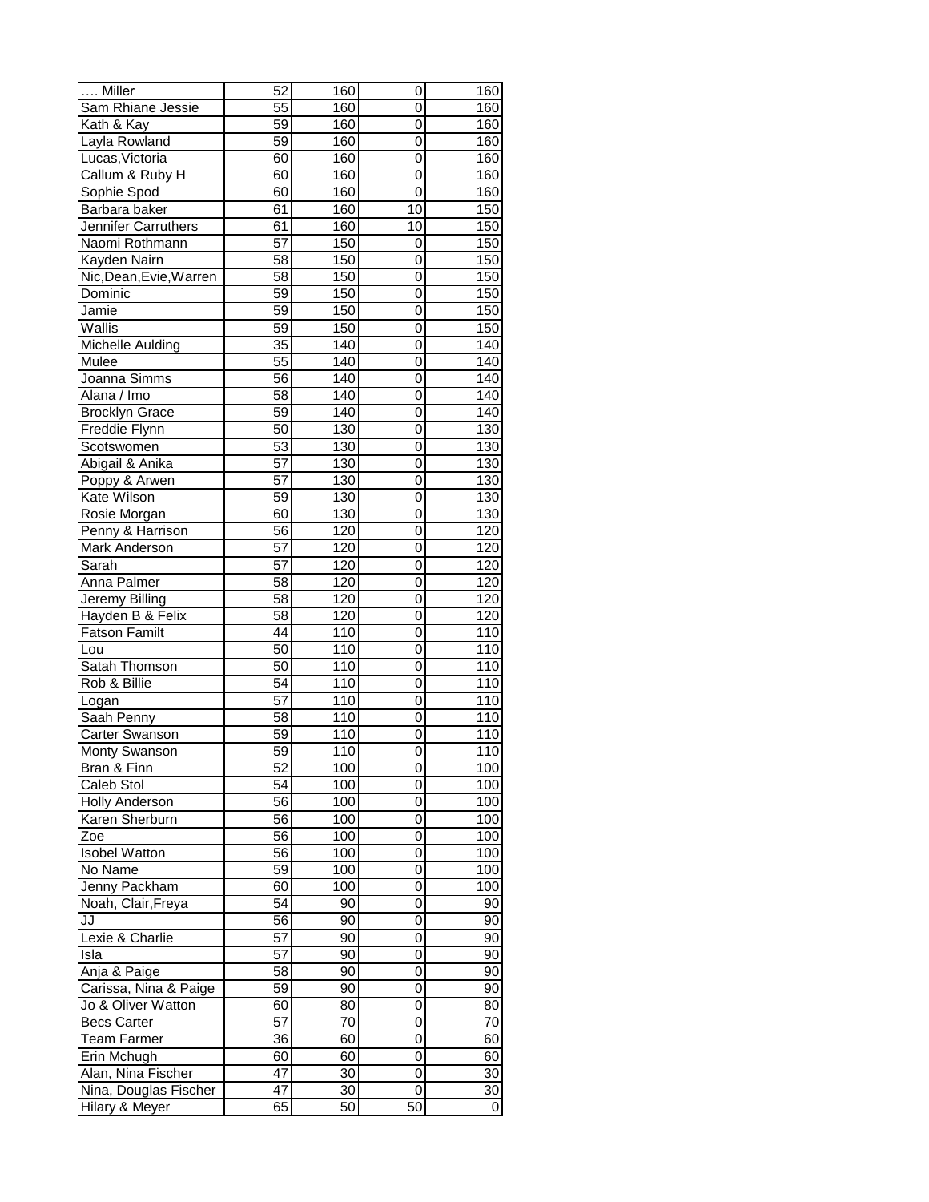| | | | | |
|---|---|---|---|---|
| …. Miller | 52 | 160 | 0 | 160 |
| Sam Rhiane Jessie | 55 | 160 | 0 | 160 |
| Kath & Kay | 59 | 160 | 0 | 160 |
| Layla Rowland | 59 | 160 | 0 | 160 |
| Lucas,Victoria | 60 | 160 | 0 | 160 |
| Callum & Ruby H | 60 | 160 | 0 | 160 |
| Sophie Spod | 60 | 160 | 0 | 160 |
| Barbara baker | 61 | 160 | 10 | 150 |
| Jennifer Carruthers | 61 | 160 | 10 | 150 |
| Naomi Rothmann | 57 | 150 | 0 | 150 |
| Kayden Nairn | 58 | 150 | 0 | 150 |
| Nic,Dean,Evie,Warren | 58 | 150 | 0 | 150 |
| Dominic | 59 | 150 | 0 | 150 |
| Jamie | 59 | 150 | 0 | 150 |
| Wallis | 59 | 150 | 0 | 150 |
| Michelle Aulding | 35 | 140 | 0 | 140 |
| Mulee | 55 | 140 | 0 | 140 |
| Joanna Simms | 56 | 140 | 0 | 140 |
| Alana / Imo | 58 | 140 | 0 | 140 |
| Brocklyn Grace | 59 | 140 | 0 | 140 |
| Freddie Flynn | 50 | 130 | 0 | 130 |
| Scotswomen | 53 | 130 | 0 | 130 |
| Abigail & Anika | 57 | 130 | 0 | 130 |
| Poppy & Arwen | 57 | 130 | 0 | 130 |
| Kate Wilson | 59 | 130 | 0 | 130 |
| Rosie Morgan | 60 | 130 | 0 | 130 |
| Penny & Harrison | 56 | 120 | 0 | 120 |
| Mark Anderson | 57 | 120 | 0 | 120 |
| Sarah | 57 | 120 | 0 | 120 |
| Anna Palmer | 58 | 120 | 0 | 120 |
| Jeremy Billing | 58 | 120 | 0 | 120 |
| Hayden B & Felix | 58 | 120 | 0 | 120 |
| Fatson Familt | 44 | 110 | 0 | 110 |
| Lou | 50 | 110 | 0 | 110 |
| Satah Thomson | 50 | 110 | 0 | 110 |
| Rob & Billie | 54 | 110 | 0 | 110 |
| Logan | 57 | 110 | 0 | 110 |
| Saah Penny | 58 | 110 | 0 | 110 |
| Carter Swanson | 59 | 110 | 0 | 110 |
| Monty Swanson | 59 | 110 | 0 | 110 |
| Bran & Finn | 52 | 100 | 0 | 100 |
| Caleb Stol | 54 | 100 | 0 | 100 |
| Holly Anderson | 56 | 100 | 0 | 100 |
| Karen Sherburn | 56 | 100 | 0 | 100 |
| Zoe | 56 | 100 | 0 | 100 |
| Isobel Watton | 56 | 100 | 0 | 100 |
| No Name | 59 | 100 | 0 | 100 |
| Jenny Packham | 60 | 100 | 0 | 100 |
| Noah, Clair,Freya | 54 | 90 | 0 | 90 |
| JJ | 56 | 90 | 0 | 90 |
| Lexie & Charlie | 57 | 90 | 0 | 90 |
| Isla | 57 | 90 | 0 | 90 |
| Anja & Paige | 58 | 90 | 0 | 90 |
| Carissa, Nina & Paige | 59 | 90 | 0 | 90 |
| Jo & Oliver Watton | 60 | 80 | 0 | 80 |
| Becs Carter | 57 | 70 | 0 | 70 |
| Team Farmer | 36 | 60 | 0 | 60 |
| Erin Mchugh | 60 | 60 | 0 | 60 |
| Alan, Nina Fischer | 47 | 30 | 0 | 30 |
| Nina, Douglas Fischer | 47 | 30 | 0 | 30 |
| Hilary & Meyer | 65 | 50 | 50 | 0 |